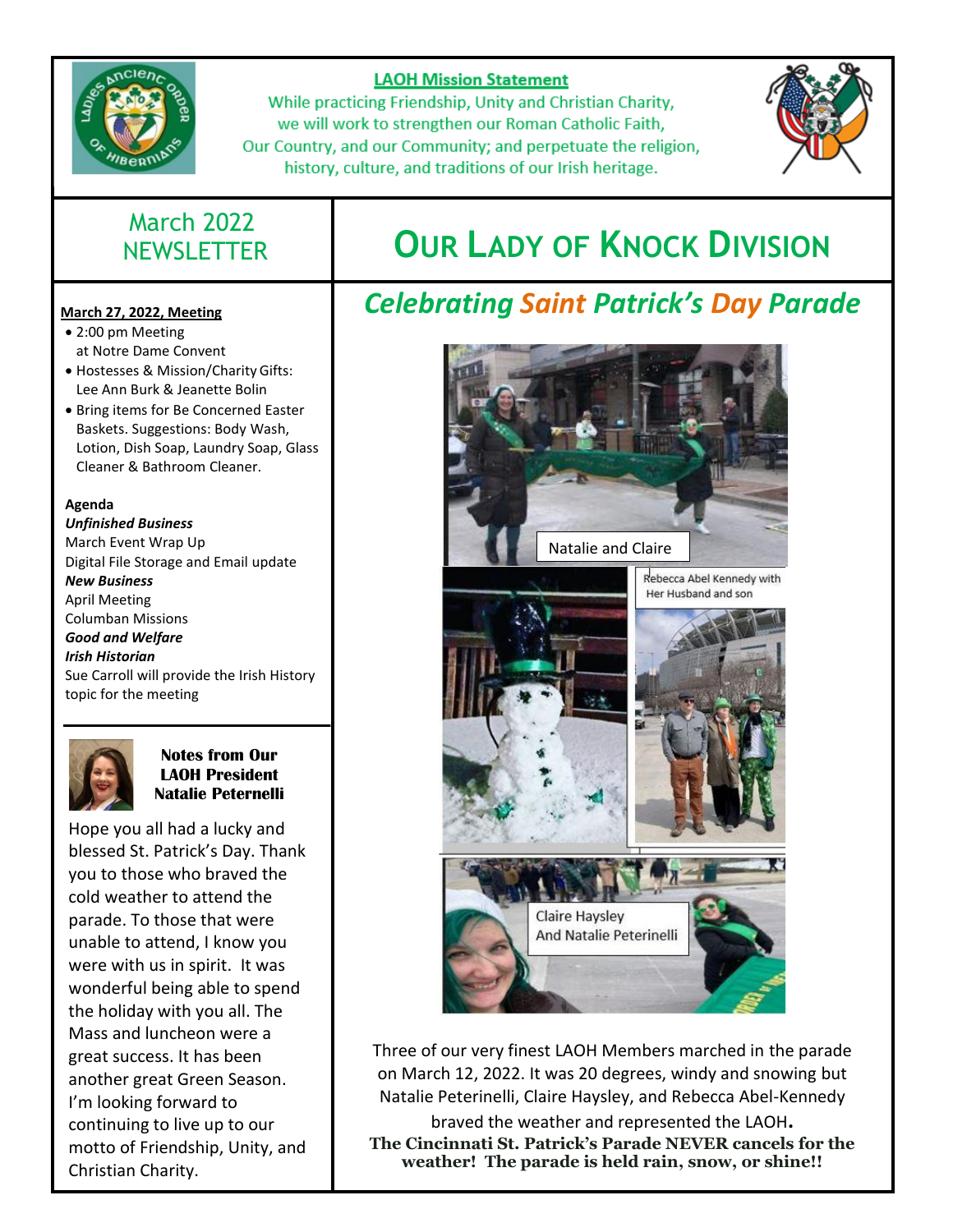**LAOH Mission Statement**

While practicing Friendship, Unity and Christian Charity, we will work to strengthen our Roman Catholic Faith, Our Country, and our Community; and perpetuate the religion, history, culture, and traditions of our Irish heritage.

## March 2022 NEWSLETTER

# OUR LADY OF KNOCK DIVISION

**March 27, 2022, Meeting**

- 2:00 pm Meeting at Notre Dame Convent
- Hostesses & Mission/Charity Gifts: Lee Ann Burk & Jeanette Bolin
- Bring items for Be Concerned Easter Baskets. Suggestions: Body Wash, Lotion, Dish Soap, Laundry Soap, Glass Cleaner & Bathroom Cleaner.

**Agenda**

***Unfinished Business***

March Event Wrap Up

Digital File Storage and Email update

***New Business***

April Meeting

Columban Missions

***Good and Welfare***

***Irish Historian***

Sue Carroll will provide the Irish History topic for the meeting

### Notes from Our LAOH President Natalie Peternelli

Hope you all had a lucky and blessed St. Patrick's Day. Thank you to those who braved the cold weather to attend the parade. To those that were unable to attend, I know you were with us in spirit. It was wonderful being able to spend the holiday with you all. The Mass and luncheon were a great success. It has been another great Green Season. I'm looking forward to continuing to live up to our motto of Friendship, Unity, and Christian Charity.

## *Celebrating Saint Patrick's Day Parade*

Natalie and Claire

Rebecca Abel Kennedy with Her Husband and son

Claire Haysley And Natalie Peterinelli

Three of our very finest LAOH Members marched in the parade on March 12, 2022. It was 20 degrees, windy and snowing but Natalie Peterinelli, Claire Haysley, and Rebecca Abel-Kennedy braved the weather and represented the LAOH.

**The Cincinnati St. Patrick's Parade NEVER cancels for the weather! The parade is held rain, snow, or shine!!**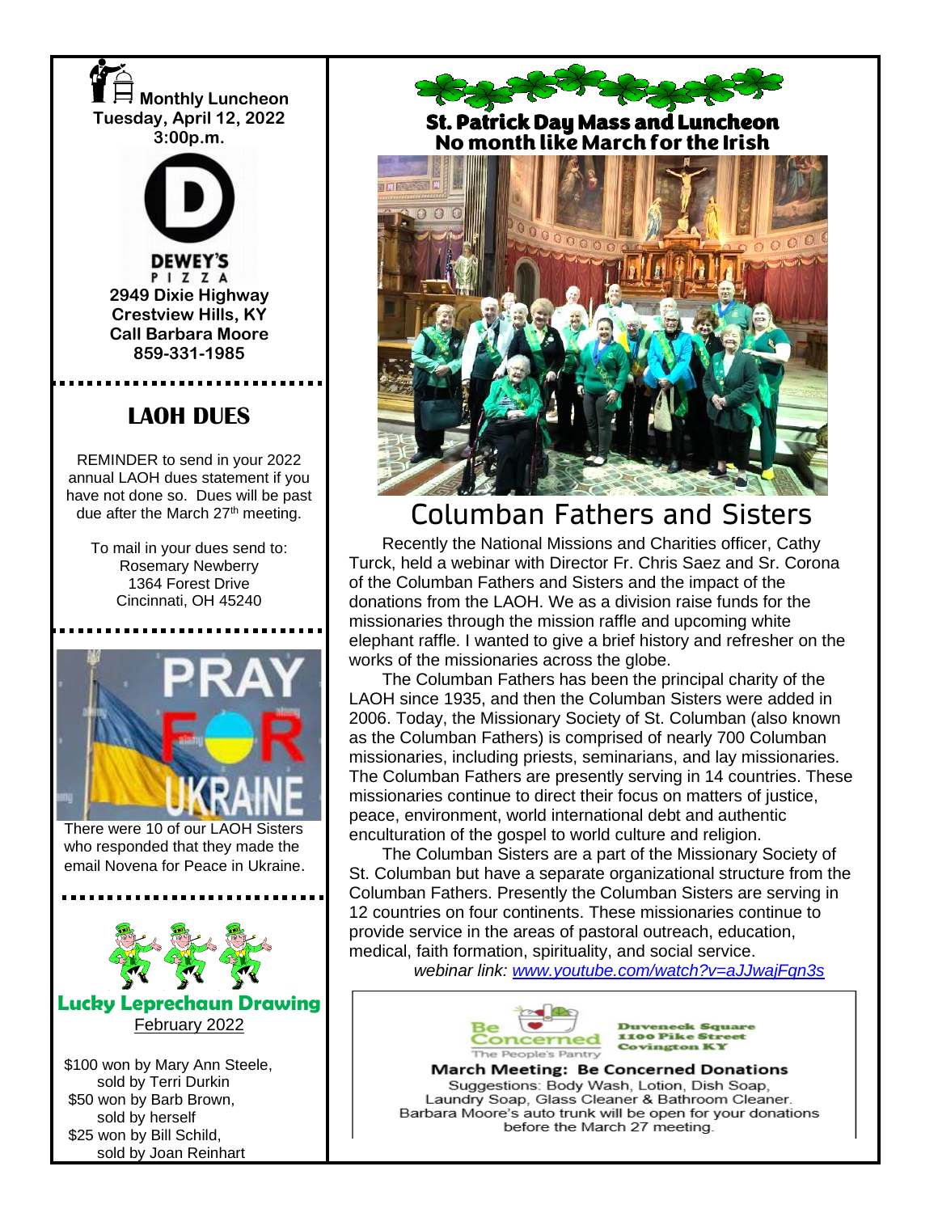**Monthly Luncheon**
**Tuesday, April 12, 2022**
**3:00p.m.**

**DEWEY'S PIZZA**
**2949 Dixie Highway**
**Crestview Hills, KY**
**Call Barbara Moore**
**859-331-1985**

## LAOH DUES

REMINDER to send in your 2022 annual LAOH dues statement if you have not done so. Dues will be past due after the March 27th meeting.

To mail in your dues send to:
Rosemary Newberry
1364 Forest Drive
Cincinnati, OH 45240

PRAY FOR UKRAINE

There were 10 of our LAOH Sisters who responded that they made the email Novena for Peace in Ukraine.

## Lucky Leprechaun Drawing

February 2022

$100 won by Mary Ann Steele, sold by Terri Durkin
$50 won by Barb Brown, sold by herself
$25 won by Bill Schild, sold by Joan Reinhart

## St. Patrick Day Mass and Luncheon
## No month like March for the Irish

## Columban Fathers and Sisters

Recently the National Missions and Charities officer, Cathy Turck, held a webinar with Director Fr. Chris Saez and Sr. Corona of the Columban Fathers and Sisters and the impact of the donations from the LAOH. We as a division raise funds for the missionaries through the mission raffle and upcoming white elephant raffle. I wanted to give a brief history and refresher on the works of the missionaries across the globe.

The Columban Fathers has been the principal charity of the LAOH since 1935, and then the Columban Sisters were added in 2006. Today, the Missionary Society of St. Columban (also known as the Columban Fathers) is comprised of nearly 700 Columban missionaries, including priests, seminarians, and lay missionaries. The Columban Fathers are presently serving in 14 countries. These missionaries continue to direct their focus on matters of justice, peace, environment, world international debt and authentic enculturation of the gospel to world culture and religion.

The Columban Sisters are a part of the Missionary Society of St. Columban but have a separate organizational structure from the Columban Fathers. Presently the Columban Sisters are serving in 12 countries on four continents. These missionaries continue to provide service in the areas of pastoral outreach, education, medical, faith formation, spirituality, and social service.

*webinar link: www.youtube.com/watch?v=aJJwajFqn3s*

Be Concerned
The People's Pantry

Duveneck Square
1100 Pike Street
Covington KY

**March Meeting: Be Concerned Donations**
Suggestions: Body Wash, Lotion, Dish Soap, Laundry Soap, Glass Cleaner & Bathroom Cleaner.
Barbara Moore's auto trunk will be open for your donations before the March 27 meeting.